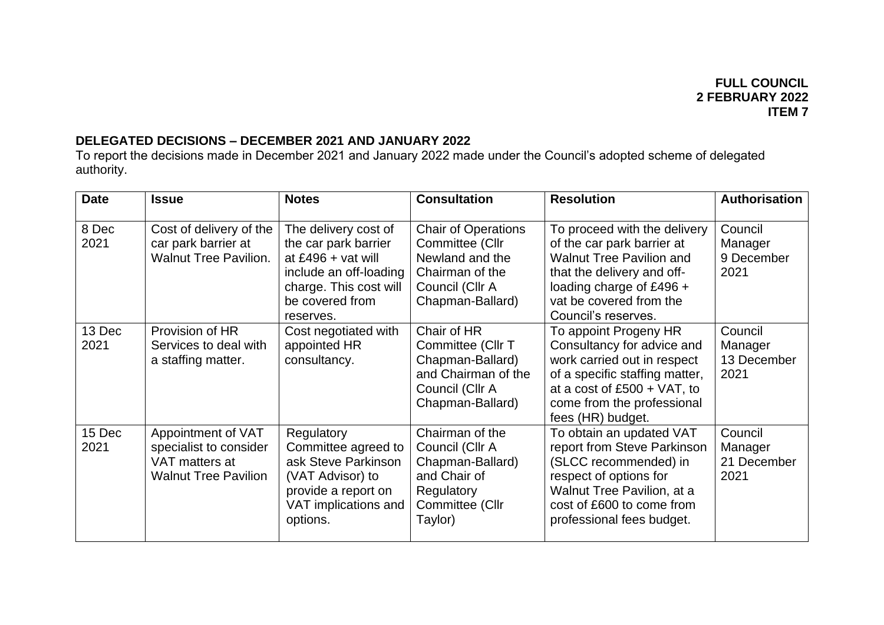**FULL COUNCIL**
**2 FEBRUARY 2022**
**ITEM 7**

## DELEGATED DECISIONS – DECEMBER 2021 AND JANUARY 2022

To report the decisions made in December 2021 and January 2022 made under the Council's adopted scheme of delegated authority.

| Date | Issue | Notes | Consultation | Resolution | Authorisation |
|---|---|---|---|---|---|
| 8 Dec 2021 | Cost of delivery of the car park barrier at Walnut Tree Pavilion. | The delivery cost of the car park barrier at £496 + vat will include an off-loading charge. This cost will be covered from reserves. | Chair of Operations Committee (Cllr Newland and the Chairman of the Council (Cllr A Chapman-Ballard) | To proceed with the delivery of the car park barrier at Walnut Tree Pavilion and that the delivery and off-loading charge of £496 + vat be covered from the Council's reserves. | Council Manager 9 December 2021 |
| 13 Dec 2021 | Provision of HR Services to deal with a staffing matter. | Cost negotiated with appointed HR consultancy. | Chair of HR Committee (Cllr T Chapman-Ballard) and Chairman of the Council (Cllr A Chapman-Ballard) | To appoint Progeny HR Consultancy for advice and work carried out in respect of a specific staffing matter, at a cost of £500 + VAT, to come from the professional fees (HR) budget. | Council Manager 13 December 2021 |
| 15 Dec 2021 | Appointment of VAT specialist to consider VAT matters at Walnut Tree Pavilion | Regulatory Committee agreed to ask Steve Parkinson (VAT Advisor) to provide a report on VAT implications and options. | Chairman of the Council (Cllr A Chapman-Ballard) and Chair of Regulatory Committee (Cllr Taylor) | To obtain an updated VAT report from Steve Parkinson (SLCC recommended) in respect of options for Walnut Tree Pavilion, at a cost of £600 to come from professional fees budget. | Council Manager 21 December 2021 |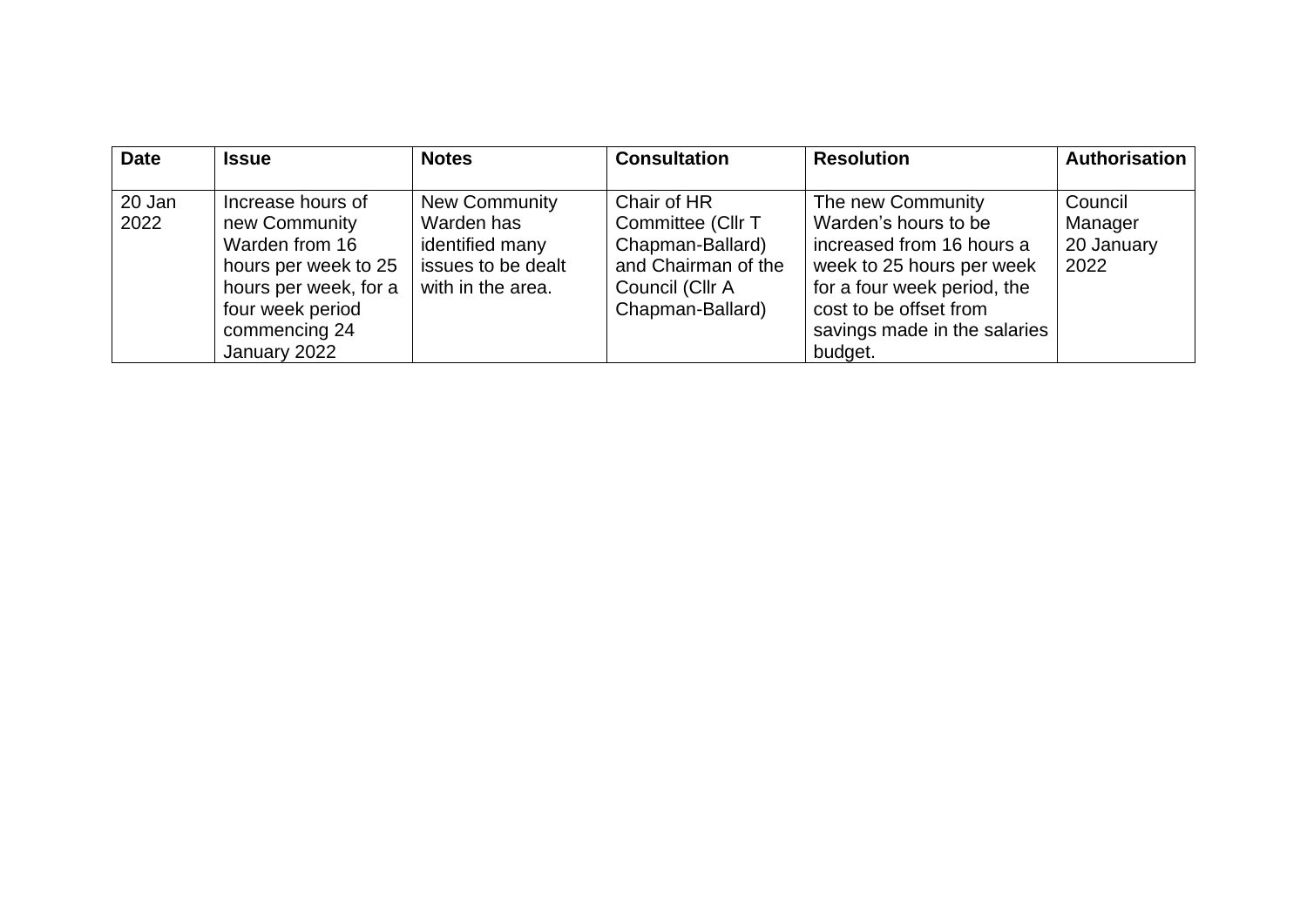| Date | Issue | Notes | Consultation | Resolution | Authorisation |
|---|---|---|---|---|---|
| 20 Jan 2022 | Increase hours of new Community Warden from 16 hours per week to 25 hours per week, for a four week period commencing 24 January 2022 | New Community Warden has identified many issues to be dealt with in the area. | Chair of HR Committee (Cllr T Chapman-Ballard) and Chairman of the Council (Cllr A Chapman-Ballard) | The new Community Warden's hours to be increased from 16 hours a week to 25 hours per week for a four week period, the cost to be offset from savings made in the salaries budget. | Council Manager 20 January 2022 |